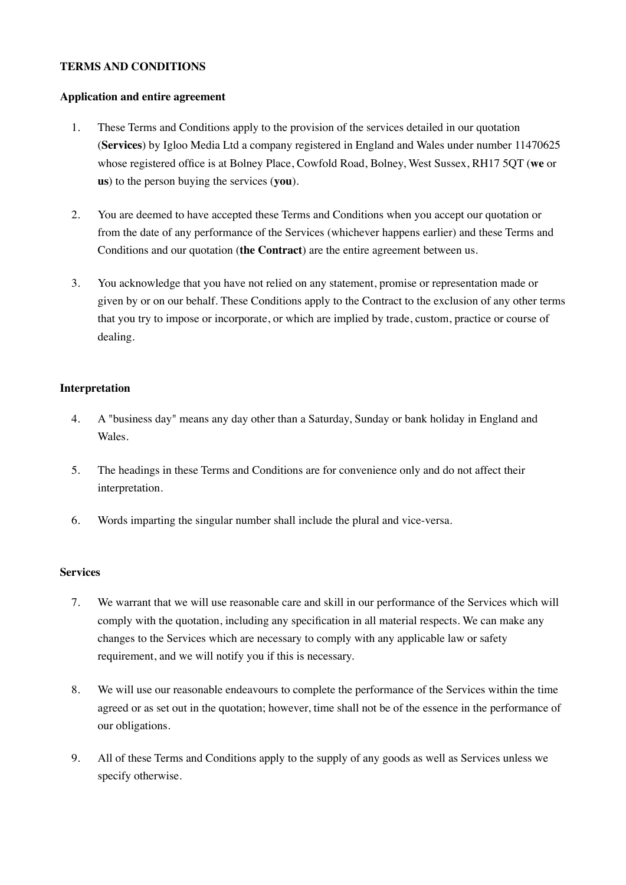**TERMS AND CONDITIONS**

**Application and entire agreement**

1. These Terms and Conditions apply to the provision of the services detailed in our quotation (**Services**) by Igloo Media Ltd a company registered in England and Wales under number 11470625 whose registered office is at Bolney Place, Cowfold Road, Bolney, West Sussex, RH17 5QT (**we** or **us**) to the person buying the services (**you**).

2. You are deemed to have accepted these Terms and Conditions when you accept our quotation or from the date of any performance of the Services (whichever happens earlier) and these Terms and Conditions and our quotation (**the Contract**) are the entire agreement between us.

3. You acknowledge that you have not relied on any statement, promise or representation made or given by or on our behalf. These Conditions apply to the Contract to the exclusion of any other terms that you try to impose or incorporate, or which are implied by trade, custom, practice or course of dealing.

**Interpretation**

4. A "business day" means any day other than a Saturday, Sunday or bank holiday in England and Wales.

5. The headings in these Terms and Conditions are for convenience only and do not affect their interpretation.

6. Words imparting the singular number shall include the plural and vice-versa.

**Services**

7. We warrant that we will use reasonable care and skill in our performance of the Services which will comply with the quotation, including any specification in all material respects. We can make any changes to the Services which are necessary to comply with any applicable law or safety requirement, and we will notify you if this is necessary.

8. We will use our reasonable endeavours to complete the performance of the Services within the time agreed or as set out in the quotation; however, time shall not be of the essence in the performance of our obligations.

9. All of these Terms and Conditions apply to the supply of any goods as well as Services unless we specify otherwise.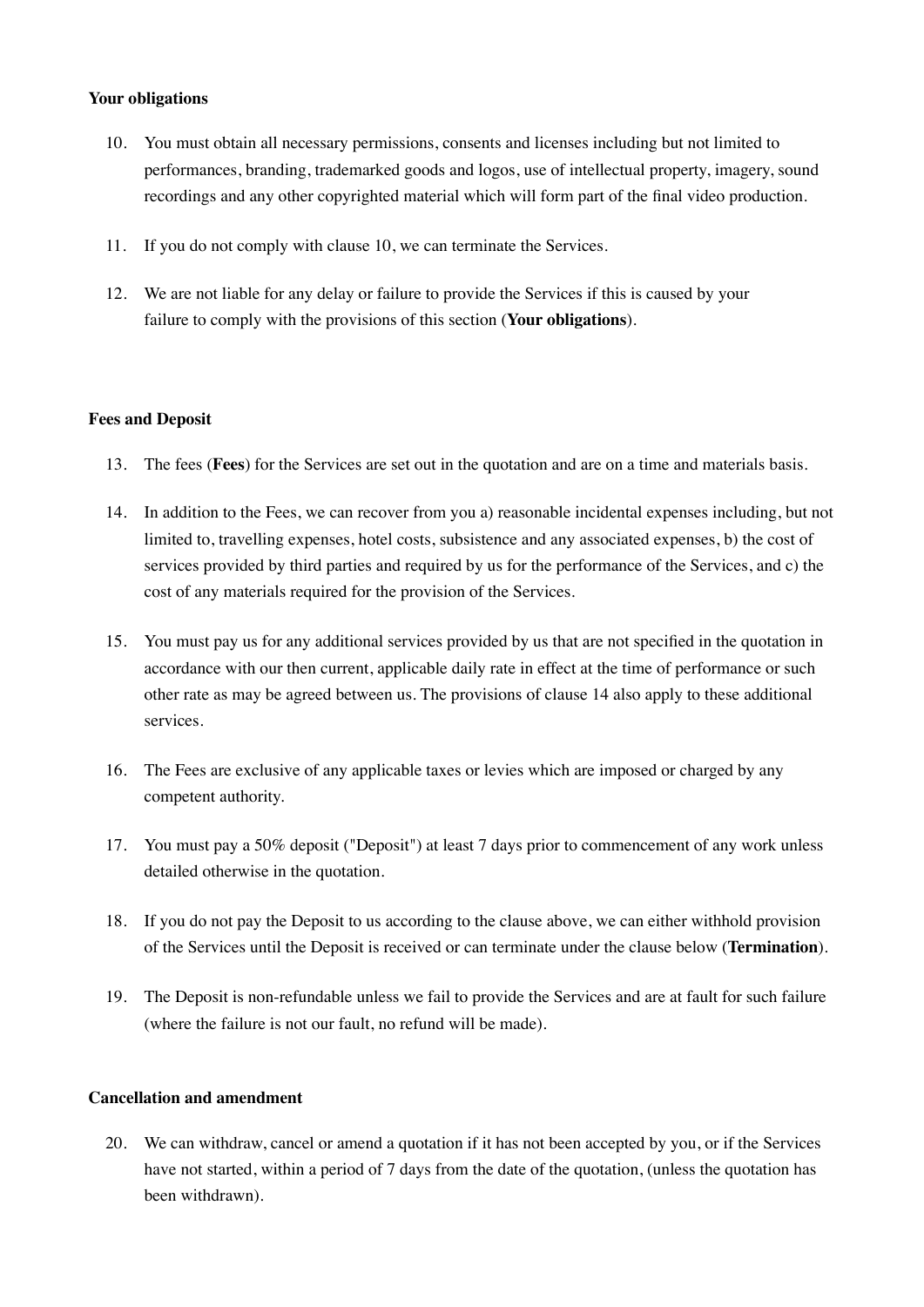**Your obligations**

10. You must obtain all necessary permissions, consents and licenses including but not limited to performances, branding, trademarked goods and logos, use of intellectual property, imagery, sound recordings and any other copyrighted material which will form part of the final video production.

11. If you do not comply with clause 10, we can terminate the Services.

12. We are not liable for any delay or failure to provide the Services if this is caused by your failure to comply with the provisions of this section (**Your obligations**).

**Fees and Deposit**

13. The fees (**Fees**) for the Services are set out in the quotation and are on a time and materials basis.

14. In addition to the Fees, we can recover from you a) reasonable incidental expenses including, but not limited to, travelling expenses, hotel costs, subsistence and any associated expenses, b) the cost of services provided by third parties and required by us for the performance of the Services, and c) the cost of any materials required for the provision of the Services.

15. You must pay us for any additional services provided by us that are not specified in the quotation in accordance with our then current, applicable daily rate in effect at the time of performance or such other rate as may be agreed between us. The provisions of clause 14 also apply to these additional services.

16. The Fees are exclusive of any applicable taxes or levies which are imposed or charged by any competent authority.

17. You must pay a 50% deposit ("Deposit") at least 7 days prior to commencement of any work unless detailed otherwise in the quotation.

18. If you do not pay the Deposit to us according to the clause above, we can either withhold provision of the Services until the Deposit is received or can terminate under the clause below (**Termination**).

19. The Deposit is non-refundable unless we fail to provide the Services and are at fault for such failure (where the failure is not our fault, no refund will be made).

**Cancellation and amendment**

20. We can withdraw, cancel or amend a quotation if it has not been accepted by you, or if the Services have not started, within a period of 7 days from the date of the quotation, (unless the quotation has been withdrawn).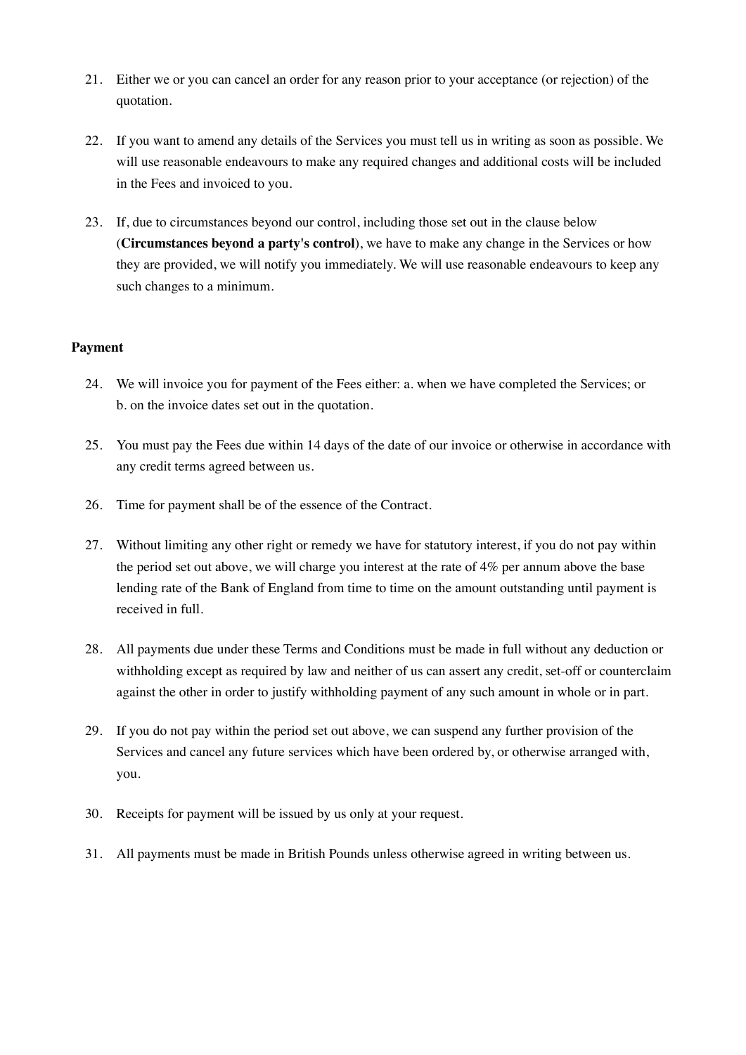21. Either we or you can cancel an order for any reason prior to your acceptance (or rejection) of the quotation.

22. If you want to amend any details of the Services you must tell us in writing as soon as possible. We will use reasonable endeavours to make any required changes and additional costs will be included in the Fees and invoiced to you.

23. If, due to circumstances beyond our control, including those set out in the clause below (**Circumstances beyond a party's control**), we have to make any change in the Services or how they are provided, we will notify you immediately. We will use reasonable endeavours to keep any such changes to a minimum.

**Payment**

24. We will invoice you for payment of the Fees either: a. when we have completed the Services; or b. on the invoice dates set out in the quotation.

25. You must pay the Fees due within 14 days of the date of our invoice or otherwise in accordance with any credit terms agreed between us.

26. Time for payment shall be of the essence of the Contract.

27. Without limiting any other right or remedy we have for statutory interest, if you do not pay within the period set out above, we will charge you interest at the rate of 4% per annum above the base lending rate of the Bank of England from time to time on the amount outstanding until payment is received in full.

28. All payments due under these Terms and Conditions must be made in full without any deduction or withholding except as required by law and neither of us can assert any credit, set-off or counterclaim against the other in order to justify withholding payment of any such amount in whole or in part.

29. If you do not pay within the period set out above, we can suspend any further provision of the Services and cancel any future services which have been ordered by, or otherwise arranged with, you.

30. Receipts for payment will be issued by us only at your request.

31. All payments must be made in British Pounds unless otherwise agreed in writing between us.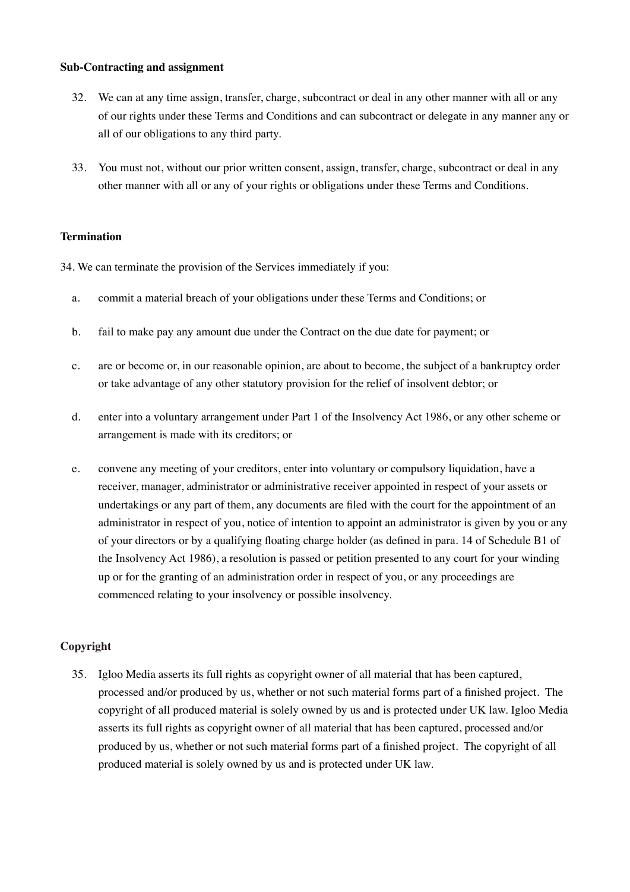**Sub-Contracting and assignment**

32. We can at any time assign, transfer, charge, subcontract or deal in any other manner with all or any of our rights under these Terms and Conditions and can subcontract or delegate in any manner any or all of our obligations to any third party.

33. You must not, without our prior written consent, assign, transfer, charge, subcontract or deal in any other manner with all or any of your rights or obligations under these Terms and Conditions.

**Termination**

34. We can terminate the provision of the Services immediately if you:

a. commit a material breach of your obligations under these Terms and Conditions; or

b. fail to make pay any amount due under the Contract on the due date for payment; or

c. are or become or, in our reasonable opinion, are about to become, the subject of a bankruptcy order or take advantage of any other statutory provision for the relief of insolvent debtor; or

d. enter into a voluntary arrangement under Part 1 of the Insolvency Act 1986, or any other scheme or arrangement is made with its creditors; or

e. convene any meeting of your creditors, enter into voluntary or compulsory liquidation, have a receiver, manager, administrator or administrative receiver appointed in respect of your assets or undertakings or any part of them, any documents are filed with the court for the appointment of an administrator in respect of you, notice of intention to appoint an administrator is given by you or any of your directors or by a qualifying floating charge holder (as defined in para. 14 of Schedule B1 of the Insolvency Act 1986), a resolution is passed or petition presented to any court for your winding up or for the granting of an administration order in respect of you, or any proceedings are commenced relating to your insolvency or possible insolvency.

**Copyright**

35. Igloo Media asserts its full rights as copyright owner of all material that has been captured, processed and/or produced by us, whether or not such material forms part of a finished project. The copyright of all produced material is solely owned by us and is protected under UK law. Igloo Media asserts its full rights as copyright owner of all material that has been captured, processed and/or produced by us, whether or not such material forms part of a finished project. The copyright of all produced material is solely owned by us and is protected under UK law.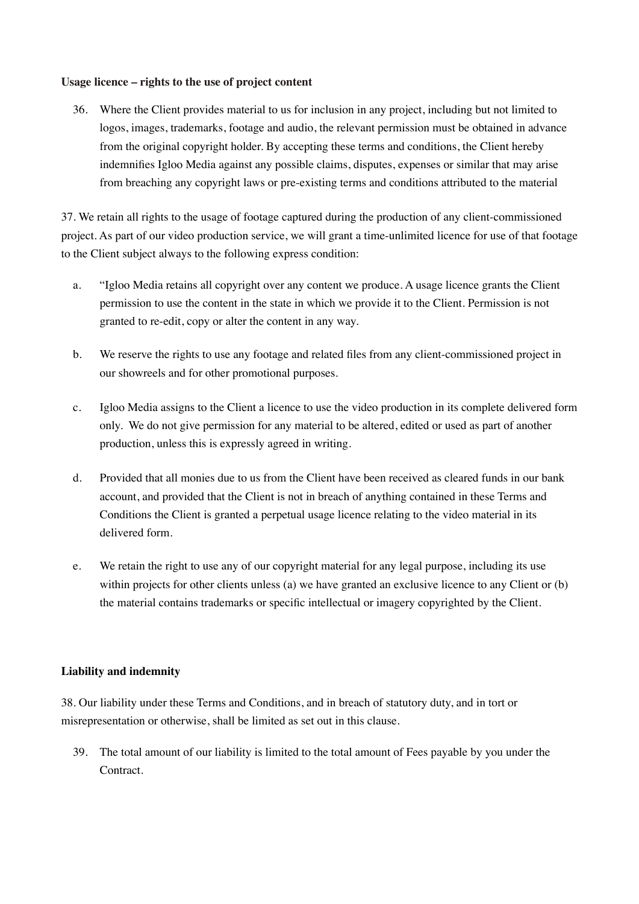**Usage licence – rights to the use of project content**

36. Where the Client provides material to us for inclusion in any project, including but not limited to logos, images, trademarks, footage and audio, the relevant permission must be obtained in advance from the original copyright holder. By accepting these terms and conditions, the Client hereby indemnifies Igloo Media against any possible claims, disputes, expenses or similar that may arise from breaching any copyright laws or pre-existing terms and conditions attributed to the material

37. We retain all rights to the usage of footage captured during the production of any client-commissioned project. As part of our video production service, we will grant a time-unlimited licence for use of that footage to the Client subject always to the following express condition:

a. "Igloo Media retains all copyright over any content we produce. A usage licence grants the Client permission to use the content in the state in which we provide it to the Client. Permission is not granted to re-edit, copy or alter the content in any way.

b. We reserve the rights to use any footage and related files from any client-commissioned project in our showreels and for other promotional purposes.

c. Igloo Media assigns to the Client a licence to use the video production in its complete delivered form only. We do not give permission for any material to be altered, edited or used as part of another production, unless this is expressly agreed in writing.

d. Provided that all monies due to us from the Client have been received as cleared funds in our bank account, and provided that the Client is not in breach of anything contained in these Terms and Conditions the Client is granted a perpetual usage licence relating to the video material in its delivered form.

e. We retain the right to use any of our copyright material for any legal purpose, including its use within projects for other clients unless (a) we have granted an exclusive licence to any Client or (b) the material contains trademarks or specific intellectual or imagery copyrighted by the Client.

**Liability and indemnity**

38. Our liability under these Terms and Conditions, and in breach of statutory duty, and in tort or misrepresentation or otherwise, shall be limited as set out in this clause.

39. The total amount of our liability is limited to the total amount of Fees payable by you under the Contract.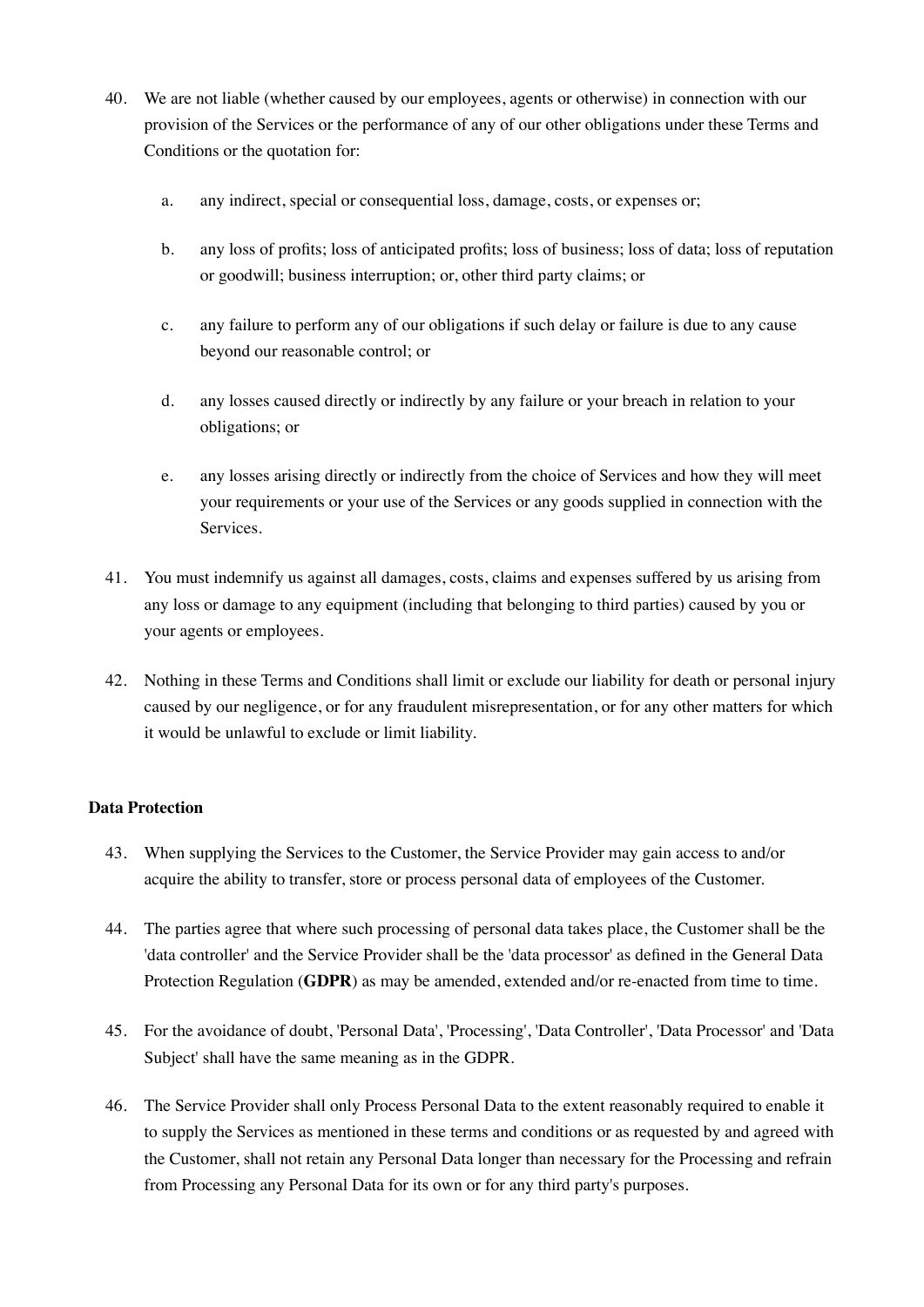40. We are not liable (whether caused by our employees, agents or otherwise) in connection with our provision of the Services or the performance of any of our other obligations under these Terms and Conditions or the quotation for:

    a. any indirect, special or consequential loss, damage, costs, or expenses or;

    b. any loss of profits; loss of anticipated profits; loss of business; loss of data; loss of reputation or goodwill; business interruption; or, other third party claims; or

    c. any failure to perform any of our obligations if such delay or failure is due to any cause beyond our reasonable control; or

    d. any losses caused directly or indirectly by any failure or your breach in relation to your obligations; or

    e. any losses arising directly or indirectly from the choice of Services and how they will meet your requirements or your use of the Services or any goods supplied in connection with the Services.

41. You must indemnify us against all damages, costs, claims and expenses suffered by us arising from any loss or damage to any equipment (including that belonging to third parties) caused by you or your agents or employees.

42. Nothing in these Terms and Conditions shall limit or exclude our liability for death or personal injury caused by our negligence, or for any fraudulent misrepresentation, or for any other matters for which it would be unlawful to exclude or limit liability.

**Data Protection**

43. When supplying the Services to the Customer, the Service Provider may gain access to and/or acquire the ability to transfer, store or process personal data of employees of the Customer.

44. The parties agree that where such processing of personal data takes place, the Customer shall be the 'data controller' and the Service Provider shall be the 'data processor' as defined in the General Data Protection Regulation (**GDPR**) as may be amended, extended and/or re-enacted from time to time.

45. For the avoidance of doubt, 'Personal Data', 'Processing', 'Data Controller', 'Data Processor' and 'Data Subject' shall have the same meaning as in the GDPR.

46. The Service Provider shall only Process Personal Data to the extent reasonably required to enable it to supply the Services as mentioned in these terms and conditions or as requested by and agreed with the Customer, shall not retain any Personal Data longer than necessary for the Processing and refrain from Processing any Personal Data for its own or for any third party's purposes.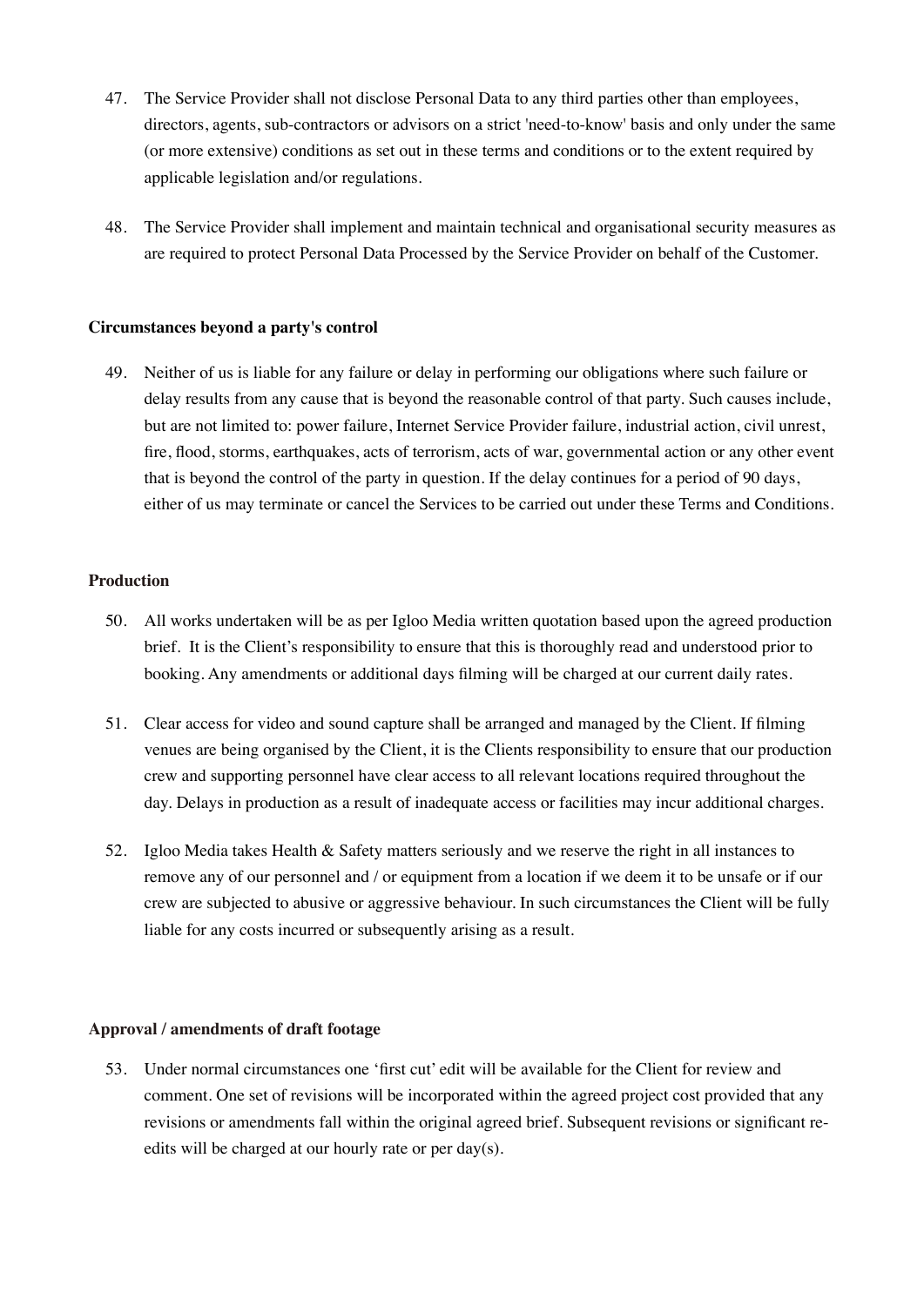47. The Service Provider shall not disclose Personal Data to any third parties other than employees, directors, agents, sub-contractors or advisors on a strict 'need-to-know' basis and only under the same (or more extensive) conditions as set out in these terms and conditions or to the extent required by applicable legislation and/or regulations.

48. The Service Provider shall implement and maintain technical and organisational security measures as are required to protect Personal Data Processed by the Service Provider on behalf of the Customer.

**Circumstances beyond a party's control**

49. Neither of us is liable for any failure or delay in performing our obligations where such failure or delay results from any cause that is beyond the reasonable control of that party. Such causes include, but are not limited to: power failure, Internet Service Provider failure, industrial action, civil unrest, fire, flood, storms, earthquakes, acts of terrorism, acts of war, governmental action or any other event that is beyond the control of the party in question. If the delay continues for a period of 90 days, either of us may terminate or cancel the Services to be carried out under these Terms and Conditions.

**Production**

50. All works undertaken will be as per Igloo Media written quotation based upon the agreed production brief. It is the Client's responsibility to ensure that this is thoroughly read and understood prior to booking. Any amendments or additional days filming will be charged at our current daily rates.

51. Clear access for video and sound capture shall be arranged and managed by the Client. If filming venues are being organised by the Client, it is the Clients responsibility to ensure that our production crew and supporting personnel have clear access to all relevant locations required throughout the day. Delays in production as a result of inadequate access or facilities may incur additional charges.

52. Igloo Media takes Health & Safety matters seriously and we reserve the right in all instances to remove any of our personnel and / or equipment from a location if we deem it to be unsafe or if our crew are subjected to abusive or aggressive behaviour. In such circumstances the Client will be fully liable for any costs incurred or subsequently arising as a result.

**Approval / amendments of draft footage**

53. Under normal circumstances one 'first cut' edit will be available for the Client for review and comment. One set of revisions will be incorporated within the agreed project cost provided that any revisions or amendments fall within the original agreed brief. Subsequent revisions or significant re-edits will be charged at our hourly rate or per day(s).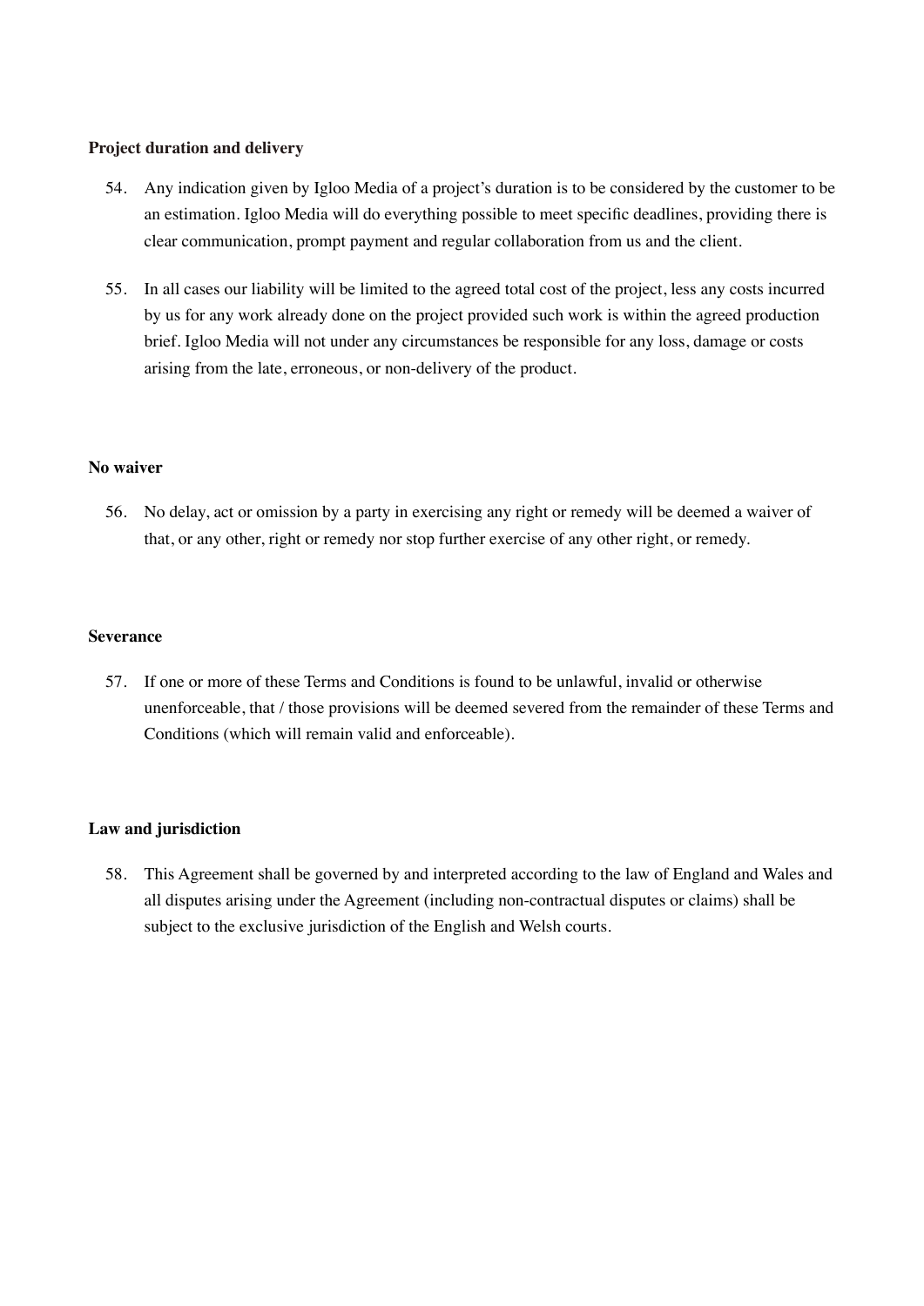**Project duration and delivery**

54. Any indication given by Igloo Media of a project's duration is to be considered by the customer to be an estimation. Igloo Media will do everything possible to meet specific deadlines, providing there is clear communication, prompt payment and regular collaboration from us and the client.

55. In all cases our liability will be limited to the agreed total cost of the project, less any costs incurred by us for any work already done on the project provided such work is within the agreed production brief. Igloo Media will not under any circumstances be responsible for any loss, damage or costs arising from the late, erroneous, or non-delivery of the product.

**No waiver**

56. No delay, act or omission by a party in exercising any right or remedy will be deemed a waiver of that, or any other, right or remedy nor stop further exercise of any other right, or remedy.

**Severance**

57. If one or more of these Terms and Conditions is found to be unlawful, invalid or otherwise unenforceable, that / those provisions will be deemed severed from the remainder of these Terms and Conditions (which will remain valid and enforceable).

**Law and jurisdiction**

58. This Agreement shall be governed by and interpreted according to the law of England and Wales and all disputes arising under the Agreement (including non-contractual disputes or claims) shall be subject to the exclusive jurisdiction of the English and Welsh courts.